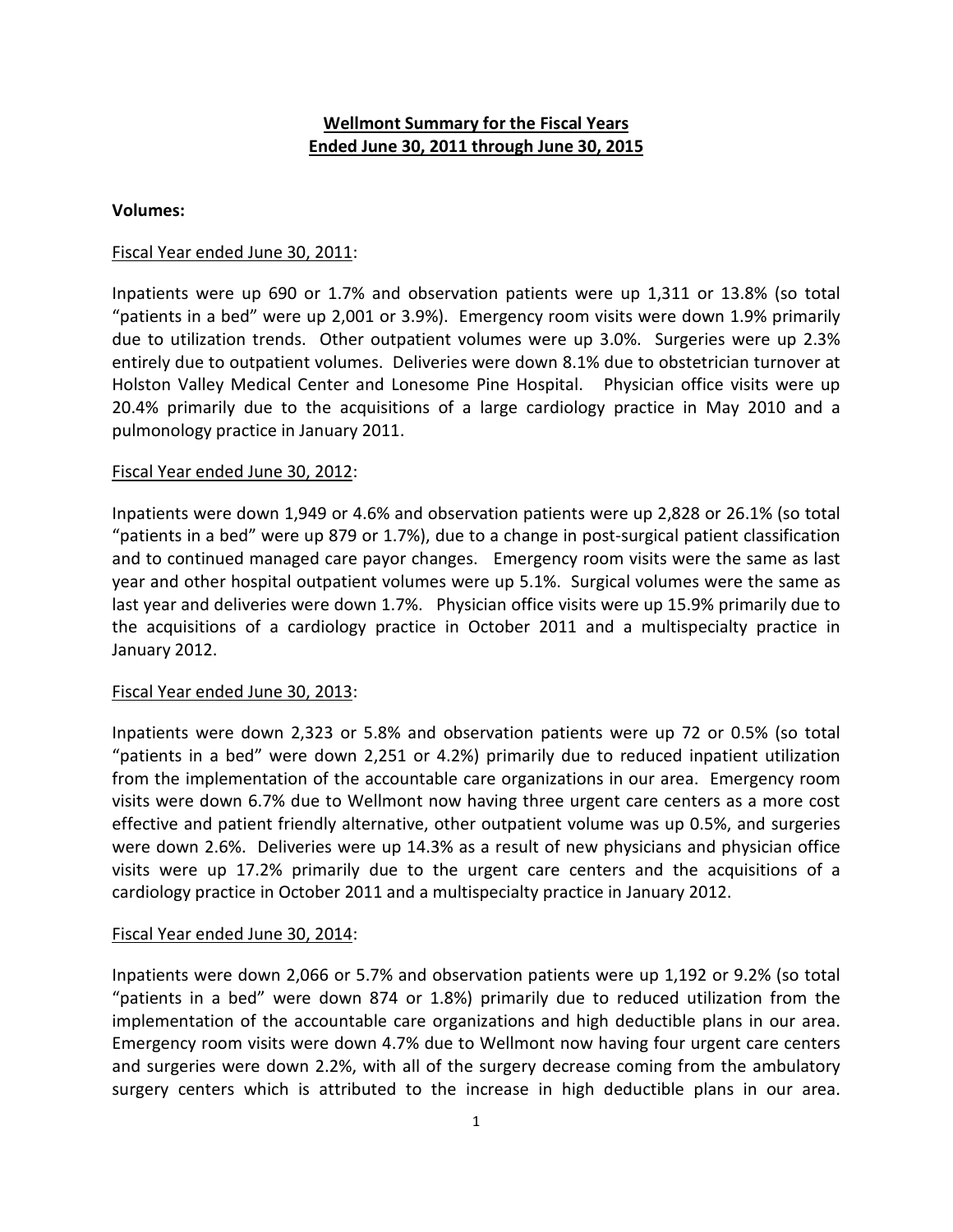# Wellmont Summary for the Fiscal Years Ended June 30, 2011 through June 30, 2015

**Volumes:**

Fiscal Year ended June 30, 2011:

Inpatients were up 690 or 1.7% and observation patients were up 1,311 or 13.8% (so total "patients in a bed" were up 2,001 or 3.9%). Emergency room visits were down 1.9% primarily due to utilization trends. Other outpatient volumes were up 3.0%. Surgeries were up 2.3% entirely due to outpatient volumes. Deliveries were down 8.1% due to obstetrician turnover at Holston Valley Medical Center and Lonesome Pine Hospital. Physician office visits were up 20.4% primarily due to the acquisitions of a large cardiology practice in May 2010 and a pulmonology practice in January 2011.

Fiscal Year ended June 30, 2012:

Inpatients were down 1,949 or 4.6% and observation patients were up 2,828 or 26.1% (so total "patients in a bed" were up 879 or 1.7%), due to a change in post-surgical patient classification and to continued managed care payor changes. Emergency room visits were the same as last year and other hospital outpatient volumes were up 5.1%. Surgical volumes were the same as last year and deliveries were down 1.7%. Physician office visits were up 15.9% primarily due to the acquisitions of a cardiology practice in October 2011 and a multispecialty practice in January 2012.

Fiscal Year ended June 30, 2013:

Inpatients were down 2,323 or 5.8% and observation patients were up 72 or 0.5% (so total "patients in a bed" were down 2,251 or 4.2%) primarily due to reduced inpatient utilization from the implementation of the accountable care organizations in our area. Emergency room visits were down 6.7% due to Wellmont now having three urgent care centers as a more cost effective and patient friendly alternative, other outpatient volume was up 0.5%, and surgeries were down 2.6%. Deliveries were up 14.3% as a result of new physicians and physician office visits were up 17.2% primarily due to the urgent care centers and the acquisitions of a cardiology practice in October 2011 and a multispecialty practice in January 2012.

Fiscal Year ended June 30, 2014:

Inpatients were down 2,066 or 5.7% and observation patients were up 1,192 or 9.2% (so total "patients in a bed" were down 874 or 1.8%) primarily due to reduced utilization from the implementation of the accountable care organizations and high deductible plans in our area. Emergency room visits were down 4.7% due to Wellmont now having four urgent care centers and surgeries were down 2.2%, with all of the surgery decrease coming from the ambulatory surgery centers which is attributed to the increase in high deductible plans in our area.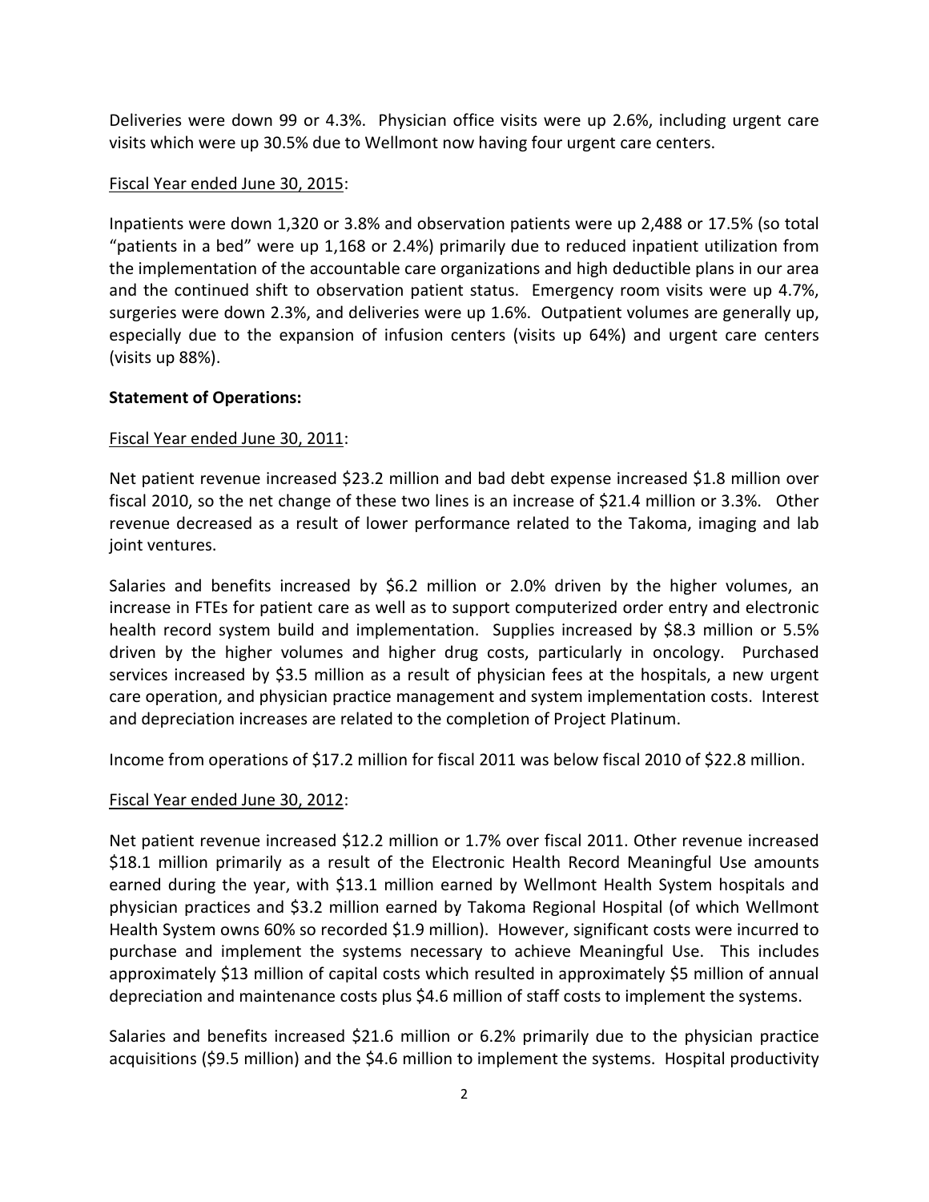Deliveries were down 99 or 4.3%. Physician office visits were up 2.6%, including urgent care visits which were up 30.5% due to Wellmont now having four urgent care centers.

Fiscal Year ended June 30, 2015:

Inpatients were down 1,320 or 3.8% and observation patients were up 2,488 or 17.5% (so total "patients in a bed" were up 1,168 or 2.4%) primarily due to reduced inpatient utilization from the implementation of the accountable care organizations and high deductible plans in our area and the continued shift to observation patient status. Emergency room visits were up 4.7%, surgeries were down 2.3%, and deliveries were up 1.6%. Outpatient volumes are generally up, especially due to the expansion of infusion centers (visits up 64%) and urgent care centers (visits up 88%).

**Statement of Operations:**

Fiscal Year ended June 30, 2011:

Net patient revenue increased $23.2 million and bad debt expense increased $1.8 million over fiscal 2010, so the net change of these two lines is an increase of $21.4 million or 3.3%. Other revenue decreased as a result of lower performance related to the Takoma, imaging and lab joint ventures.

Salaries and benefits increased by $6.2 million or 2.0% driven by the higher volumes, an increase in FTEs for patient care as well as to support computerized order entry and electronic health record system build and implementation. Supplies increased by $8.3 million or 5.5% driven by the higher volumes and higher drug costs, particularly in oncology. Purchased services increased by $3.5 million as a result of physician fees at the hospitals, a new urgent care operation, and physician practice management and system implementation costs. Interest and depreciation increases are related to the completion of Project Platinum.

Income from operations of $17.2 million for fiscal 2011 was below fiscal 2010 of $22.8 million.

Fiscal Year ended June 30, 2012:

Net patient revenue increased $12.2 million or 1.7% over fiscal 2011. Other revenue increased $18.1 million primarily as a result of the Electronic Health Record Meaningful Use amounts earned during the year, with $13.1 million earned by Wellmont Health System hospitals and physician practices and $3.2 million earned by Takoma Regional Hospital (of which Wellmont Health System owns 60% so recorded $1.9 million). However, significant costs were incurred to purchase and implement the systems necessary to achieve Meaningful Use. This includes approximately $13 million of capital costs which resulted in approximately $5 million of annual depreciation and maintenance costs plus $4.6 million of staff costs to implement the systems.

Salaries and benefits increased $21.6 million or 6.2% primarily due to the physician practice acquisitions ($9.5 million) and the $4.6 million to implement the systems. Hospital productivity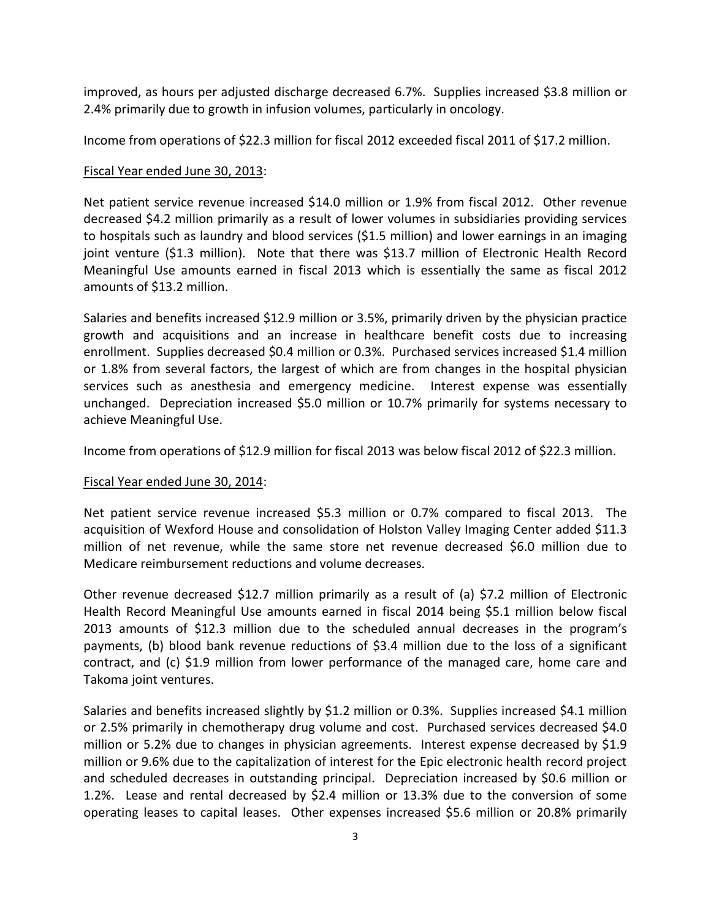improved, as hours per adjusted discharge decreased 6.7%. Supplies increased $3.8 million or 2.4% primarily due to growth in infusion volumes, particularly in oncology.

Income from operations of $22.3 million for fiscal 2012 exceeded fiscal 2011 of $17.2 million.

<u>Fiscal Year ended June 30, 2013</u>:

Net patient service revenue increased $14.0 million or 1.9% from fiscal 2012. Other revenue decreased $4.2 million primarily as a result of lower volumes in subsidiaries providing services to hospitals such as laundry and blood services ($1.5 million) and lower earnings in an imaging joint venture ($1.3 million). Note that there was $13.7 million of Electronic Health Record Meaningful Use amounts earned in fiscal 2013 which is essentially the same as fiscal 2012 amounts of $13.2 million.

Salaries and benefits increased $12.9 million or 3.5%, primarily driven by the physician practice growth and acquisitions and an increase in healthcare benefit costs due to increasing enrollment. Supplies decreased $0.4 million or 0.3%. Purchased services increased $1.4 million or 1.8% from several factors, the largest of which are from changes in the hospital physician services such as anesthesia and emergency medicine. Interest expense was essentially unchanged. Depreciation increased $5.0 million or 10.7% primarily for systems necessary to achieve Meaningful Use.

Income from operations of $12.9 million for fiscal 2013 was below fiscal 2012 of $22.3 million.

<u>Fiscal Year ended June 30, 2014</u>:

Net patient service revenue increased $5.3 million or 0.7% compared to fiscal 2013. The acquisition of Wexford House and consolidation of Holston Valley Imaging Center added $11.3 million of net revenue, while the same store net revenue decreased $6.0 million due to Medicare reimbursement reductions and volume decreases.

Other revenue decreased $12.7 million primarily as a result of (a) $7.2 million of Electronic Health Record Meaningful Use amounts earned in fiscal 2014 being $5.1 million below fiscal 2013 amounts of $12.3 million due to the scheduled annual decreases in the program's payments, (b) blood bank revenue reductions of $3.4 million due to the loss of a significant contract, and (c) $1.9 million from lower performance of the managed care, home care and Takoma joint ventures.

Salaries and benefits increased slightly by $1.2 million or 0.3%. Supplies increased $4.1 million or 2.5% primarily in chemotherapy drug volume and cost. Purchased services decreased $4.0 million or 5.2% due to changes in physician agreements. Interest expense decreased by $1.9 million or 9.6% due to the capitalization of interest for the Epic electronic health record project and scheduled decreases in outstanding principal. Depreciation increased by $0.6 million or 1.2%. Lease and rental decreased by $2.4 million or 13.3% due to the conversion of some operating leases to capital leases. Other expenses increased $5.6 million or 20.8% primarily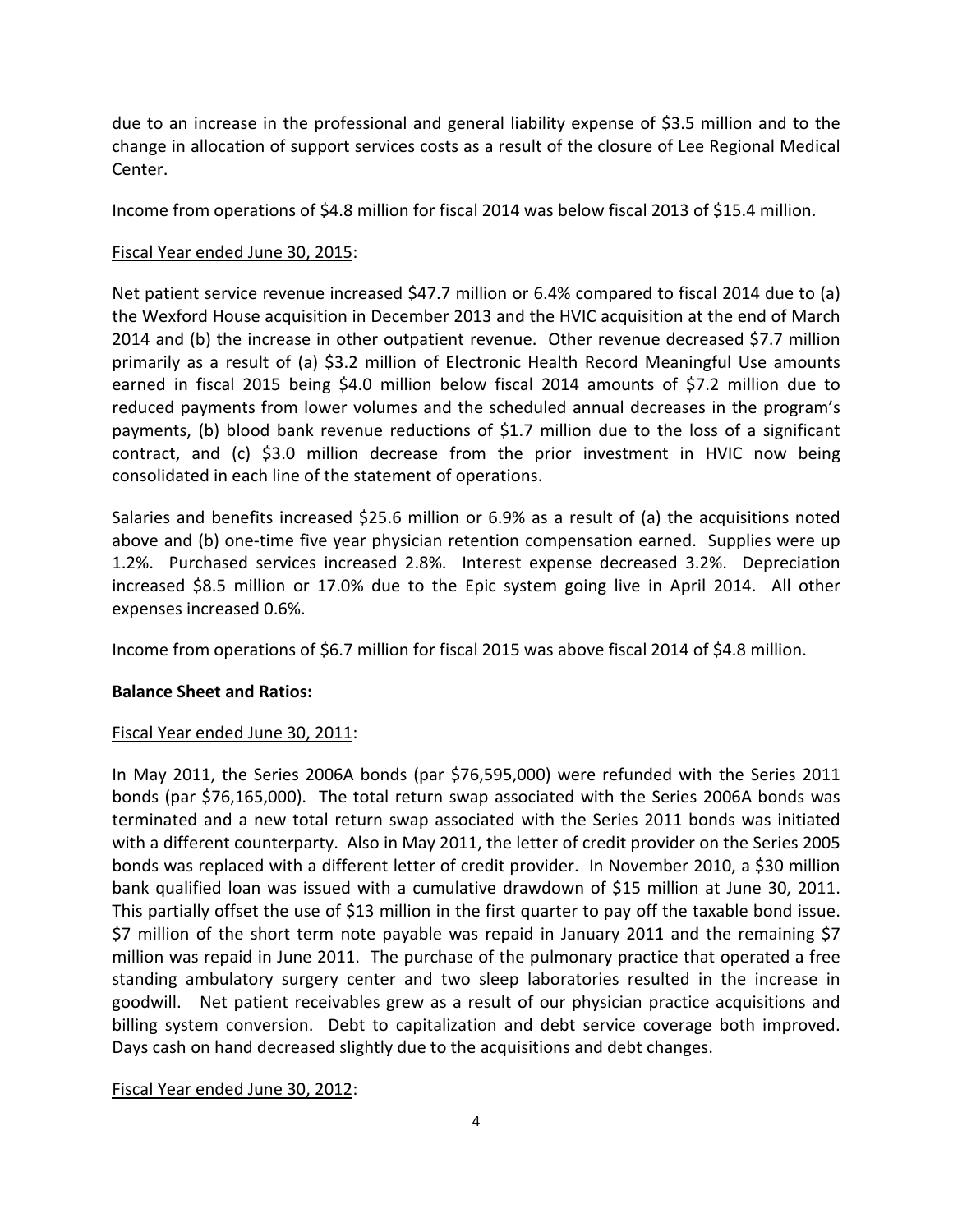due to an increase in the professional and general liability expense of $3.5 million and to the change in allocation of support services costs as a result of the closure of Lee Regional Medical Center.

Income from operations of $4.8 million for fiscal 2014 was below fiscal 2013 of $15.4 million.

<u>Fiscal Year ended June 30, 2015</u>:

Net patient service revenue increased $47.7 million or 6.4% compared to fiscal 2014 due to (a) the Wexford House acquisition in December 2013 and the HVIC acquisition at the end of March 2014 and (b) the increase in other outpatient revenue. Other revenue decreased $7.7 million primarily as a result of (a) $3.2 million of Electronic Health Record Meaningful Use amounts earned in fiscal 2015 being $4.0 million below fiscal 2014 amounts of $7.2 million due to reduced payments from lower volumes and the scheduled annual decreases in the program's payments, (b) blood bank revenue reductions of $1.7 million due to the loss of a significant contract, and (c) $3.0 million decrease from the prior investment in HVIC now being consolidated in each line of the statement of operations.

Salaries and benefits increased $25.6 million or 6.9% as a result of (a) the acquisitions noted above and (b) one-time five year physician retention compensation earned. Supplies were up 1.2%. Purchased services increased 2.8%. Interest expense decreased 3.2%. Depreciation increased $8.5 million or 17.0% due to the Epic system going live in April 2014. All other expenses increased 0.6%.

Income from operations of $6.7 million for fiscal 2015 was above fiscal 2014 of $4.8 million.

**Balance Sheet and Ratios:**

<u>Fiscal Year ended June 30, 2011</u>:

In May 2011, the Series 2006A bonds (par $76,595,000) were refunded with the Series 2011 bonds (par $76,165,000). The total return swap associated with the Series 2006A bonds was terminated and a new total return swap associated with the Series 2011 bonds was initiated with a different counterparty. Also in May 2011, the letter of credit provider on the Series 2005 bonds was replaced with a different letter of credit provider. In November 2010, a $30 million bank qualified loan was issued with a cumulative drawdown of $15 million at June 30, 2011. This partially offset the use of $13 million in the first quarter to pay off the taxable bond issue. $7 million of the short term note payable was repaid in January 2011 and the remaining $7 million was repaid in June 2011. The purchase of the pulmonary practice that operated a free standing ambulatory surgery center and two sleep laboratories resulted in the increase in goodwill. Net patient receivables grew as a result of our physician practice acquisitions and billing system conversion. Debt to capitalization and debt service coverage both improved. Days cash on hand decreased slightly due to the acquisitions and debt changes.

<u>Fiscal Year ended June 30, 2012</u>: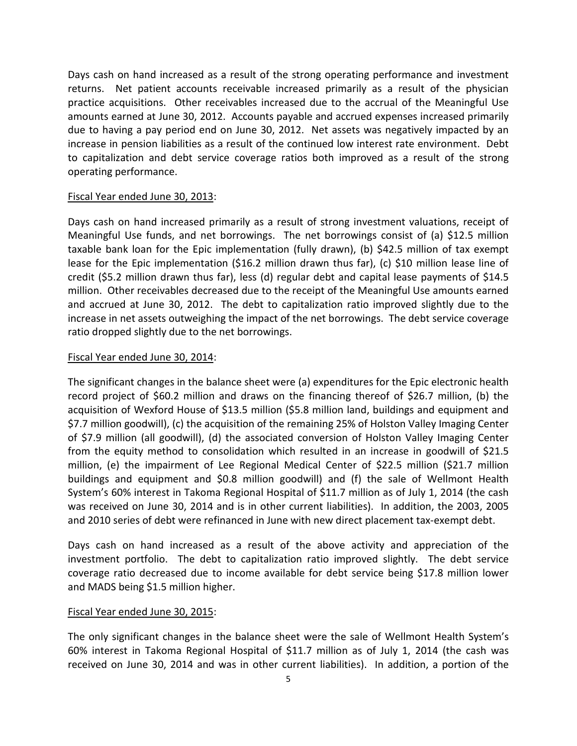Days cash on hand increased as a result of the strong operating performance and investment returns. Net patient accounts receivable increased primarily as a result of the physician practice acquisitions. Other receivables increased due to the accrual of the Meaningful Use amounts earned at June 30, 2012. Accounts payable and accrued expenses increased primarily due to having a pay period end on June 30, 2012. Net assets was negatively impacted by an increase in pension liabilities as a result of the continued low interest rate environment. Debt to capitalization and debt service coverage ratios both improved as a result of the strong operating performance.

<u>Fiscal Year ended June 30, 2013</u>:

Days cash on hand increased primarily as a result of strong investment valuations, receipt of Meaningful Use funds, and net borrowings. The net borrowings consist of (a) $12.5 million taxable bank loan for the Epic implementation (fully drawn), (b) $42.5 million of tax exempt lease for the Epic implementation ($16.2 million drawn thus far), (c) $10 million lease line of credit ($5.2 million drawn thus far), less (d) regular debt and capital lease payments of $14.5 million. Other receivables decreased due to the receipt of the Meaningful Use amounts earned and accrued at June 30, 2012. The debt to capitalization ratio improved slightly due to the increase in net assets outweighing the impact of the net borrowings. The debt service coverage ratio dropped slightly due to the net borrowings.

<u>Fiscal Year ended June 30, 2014</u>:

The significant changes in the balance sheet were (a) expenditures for the Epic electronic health record project of $60.2 million and draws on the financing thereof of $26.7 million, (b) the acquisition of Wexford House of $13.5 million ($5.8 million land, buildings and equipment and $7.7 million goodwill), (c) the acquisition of the remaining 25% of Holston Valley Imaging Center of $7.9 million (all goodwill), (d) the associated conversion of Holston Valley Imaging Center from the equity method to consolidation which resulted in an increase in goodwill of $21.5 million, (e) the impairment of Lee Regional Medical Center of $22.5 million ($21.7 million buildings and equipment and $0.8 million goodwill) and (f) the sale of Wellmont Health System's 60% interest in Takoma Regional Hospital of $11.7 million as of July 1, 2014 (the cash was received on June 30, 2014 and is in other current liabilities). In addition, the 2003, 2005 and 2010 series of debt were refinanced in June with new direct placement tax-exempt debt.

Days cash on hand increased as a result of the above activity and appreciation of the investment portfolio. The debt to capitalization ratio improved slightly. The debt service coverage ratio decreased due to income available for debt service being $17.8 million lower and MADS being $1.5 million higher.

<u>Fiscal Year ended June 30, 2015</u>:

The only significant changes in the balance sheet were the sale of Wellmont Health System's 60% interest in Takoma Regional Hospital of $11.7 million as of July 1, 2014 (the cash was received on June 30, 2014 and was in other current liabilities). In addition, a portion of the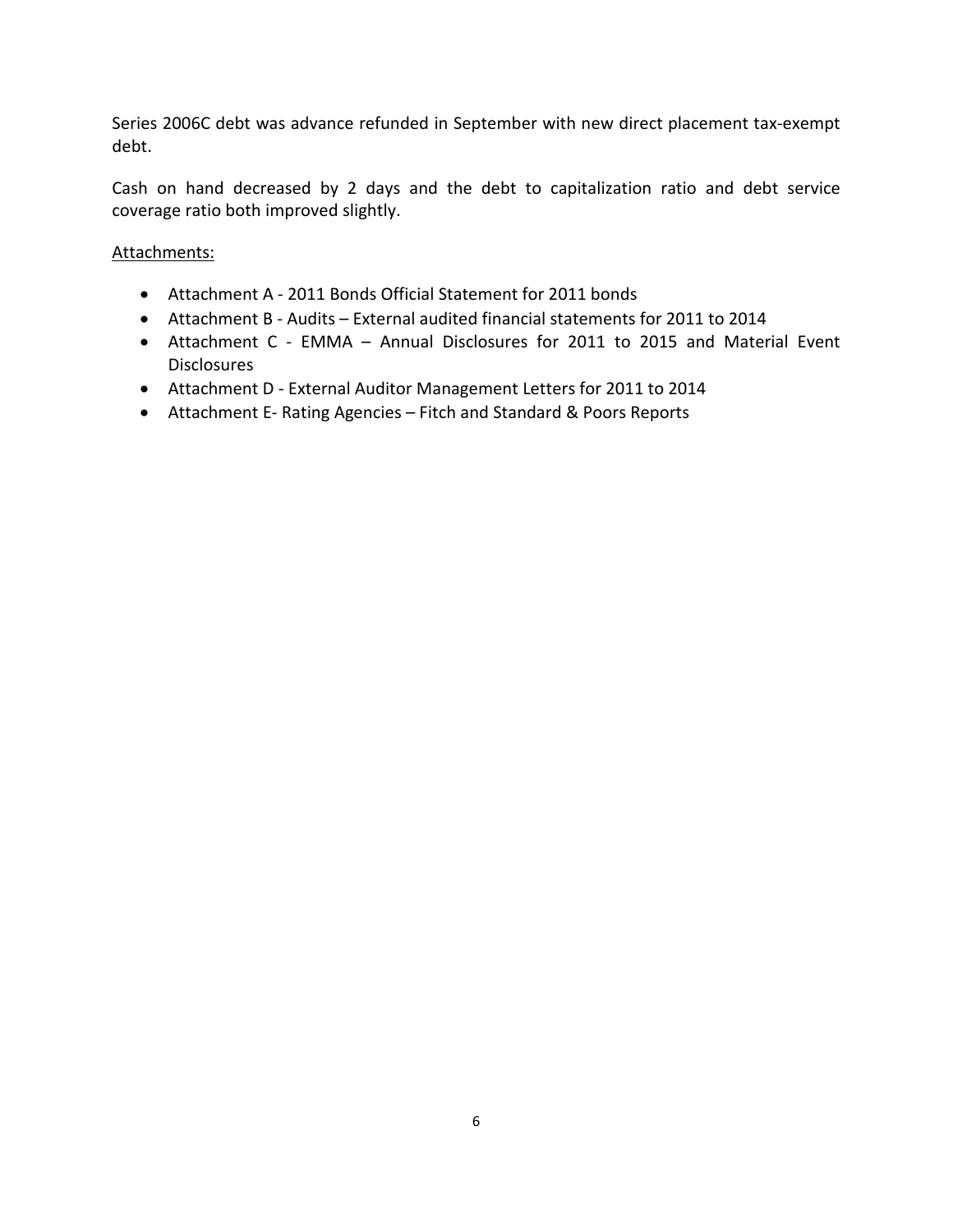Series 2006C debt was advance refunded in September with new direct placement tax-exempt debt.

Cash on hand decreased by 2 days and the debt to capitalization ratio and debt service coverage ratio both improved slightly.

<u>Attachments:</u>

- Attachment A - 2011 Bonds Official Statement for 2011 bonds
- Attachment B - Audits – External audited financial statements for 2011 to 2014
- Attachment C - EMMA – Annual Disclosures for 2011 to 2015 and Material Event Disclosures
- Attachment D - External Auditor Management Letters for 2011 to 2014
- Attachment E- Rating Agencies – Fitch and Standard & Poors Reports